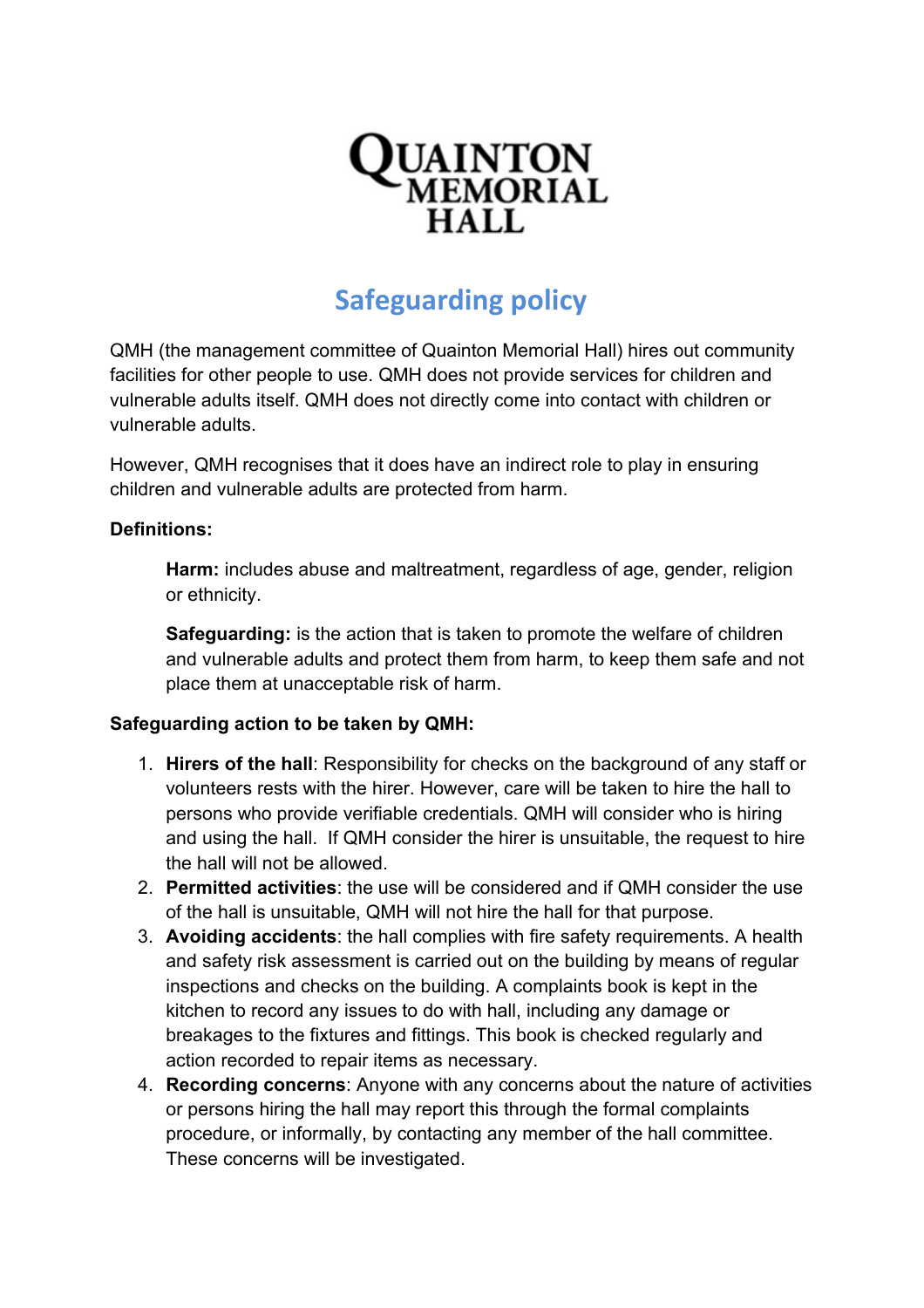**QUAINTON MEMORIAL HALL**

# Safeguarding policy

QMH (the management committee of Quainton Memorial Hall) hires out community facilities for other people to use. QMH does not provide services for children and vulnerable adults itself. QMH does not directly come into contact with children or vulnerable adults.

However, QMH recognises that it does have an indirect role to play in ensuring children and vulnerable adults are protected from harm.

**Definitions:**

> **Harm:** includes abuse and maltreatment, regardless of age, gender, religion or ethnicity.
>
> **Safeguarding:** is the action that is taken to promote the welfare of children and vulnerable adults and protect them from harm, to keep them safe and not place them at unacceptable risk of harm.

**Safeguarding action to be taken by QMH:**

1. **Hirers of the hall**: Responsibility for checks on the background of any staff or volunteers rests with the hirer. However, care will be taken to hire the hall to persons who provide verifiable credentials. QMH will consider who is hiring and using the hall. If QMH consider the hirer is unsuitable, the request to hire the hall will not be allowed.
2. **Permitted activities**: the use will be considered and if QMH consider the use of the hall is unsuitable, QMH will not hire the hall for that purpose.
3. **Avoiding accidents**: the hall complies with fire safety requirements. A health and safety risk assessment is carried out on the building by means of regular inspections and checks on the building. A complaints book is kept in the kitchen to record any issues to do with hall, including any damage or breakages to the fixtures and fittings. This book is checked regularly and action recorded to repair items as necessary.
4. **Recording concerns**: Anyone with any concerns about the nature of activities or persons hiring the hall may report this through the formal complaints procedure, or informally, by contacting any member of the hall committee. These concerns will be investigated.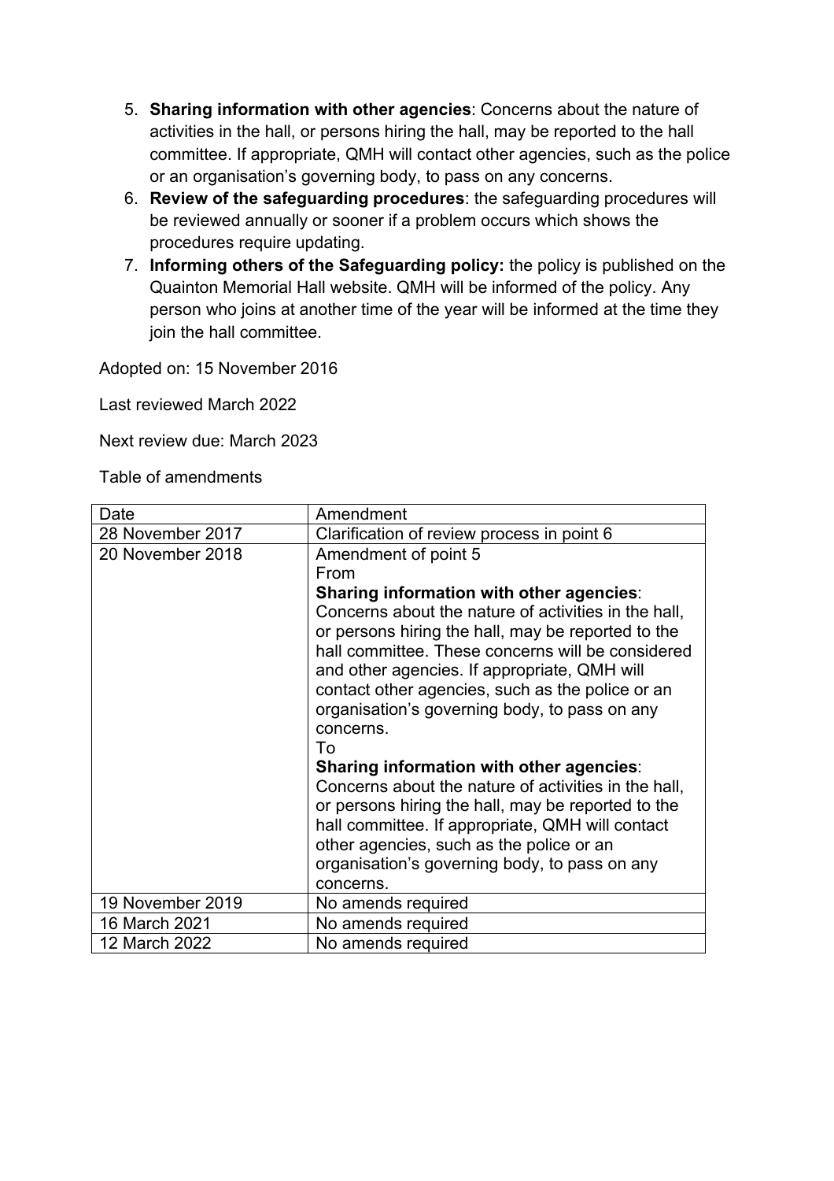5. **Sharing information with other agencies**: Concerns about the nature of activities in the hall, or persons hiring the hall, may be reported to the hall committee. If appropriate, QMH will contact other agencies, such as the police or an organisation's governing body, to pass on any concerns.
6. **Review of the safeguarding procedures**: the safeguarding procedures will be reviewed annually or sooner if a problem occurs which shows the procedures require updating.
7. **Informing others of the Safeguarding policy:** the policy is published on the Quainton Memorial Hall website. QMH will be informed of the policy. Any person who joins at another time of the year will be informed at the time they join the hall committee.

Adopted on: 15 November 2016

Last reviewed March 2022

Next review due: March 2023

Table of amendments

| Date | Amendment |
|---|---|
| 28 November 2017 | Clarification of review process in point 6 |
| 20 November 2018 | Amendment of point 5<br>From<br>**Sharing information with other agencies**: Concerns about the nature of activities in the hall, or persons hiring the hall, may be reported to the hall committee. These concerns will be considered and other agencies. If appropriate, QMH will contact other agencies, such as the police or an organisation's governing body, to pass on any concerns.<br>To<br>**Sharing information with other agencies**: Concerns about the nature of activities in the hall, or persons hiring the hall, may be reported to the hall committee. If appropriate, QMH will contact other agencies, such as the police or an organisation's governing body, to pass on any concerns. |
| 19 November 2019 | No amends required |
| 16 March 2021 | No amends required |
| 12 March 2022 | No amends required |